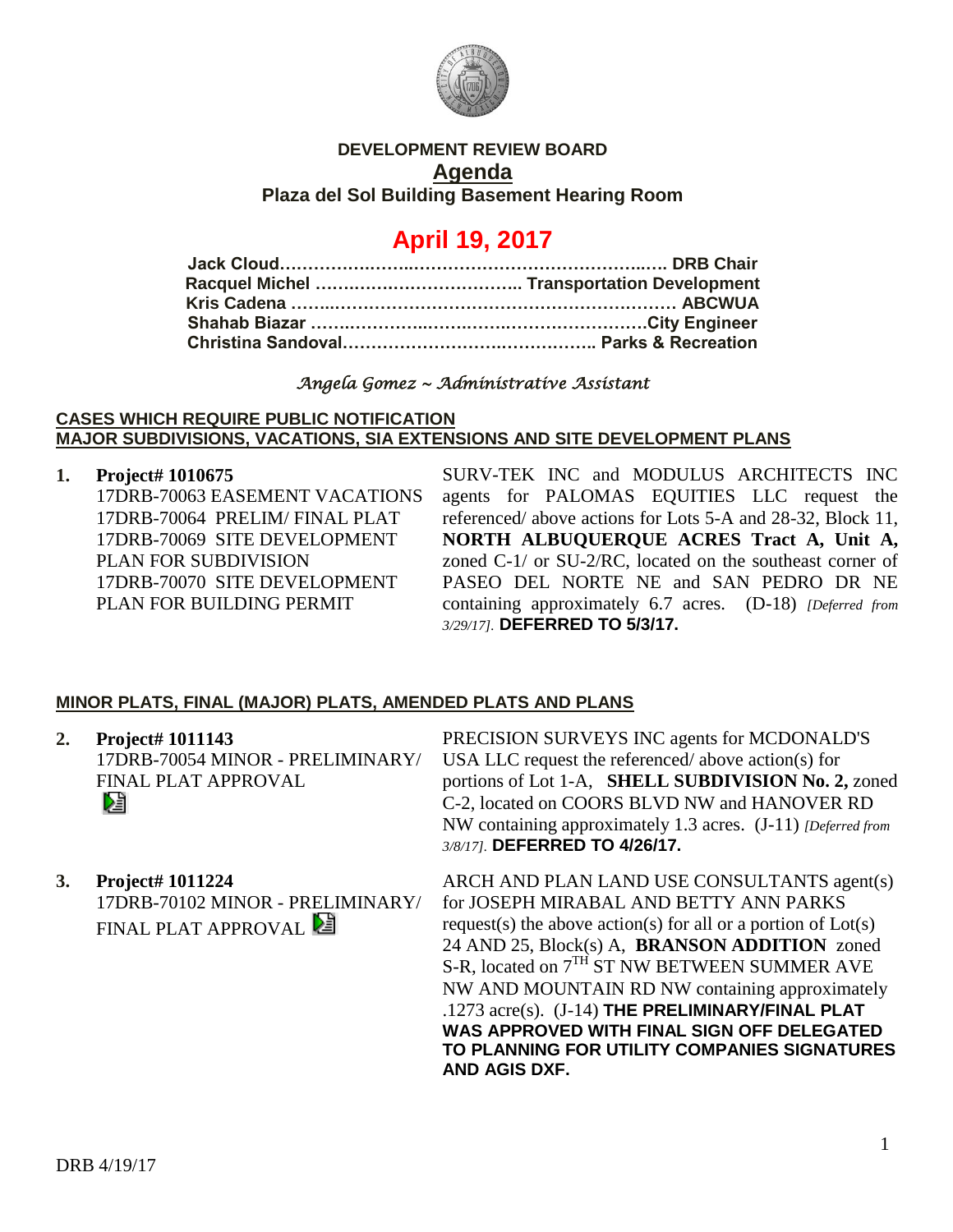**DEVELOPMENT REVIEW BOARD**

**Agenda**

**Plaza del Sol Building Basement Hearing Room**

# April 19, 2017

**Jack Cloud………………………………………………………… DRB Chair**
**Racquel Michel ……………………………… Transportation Development**
**Kris Cadena ……………………………………………………… ABCWUA**
**Shahab Biazar ………………………………………………City Engineer**
**Christina Sandoval……………………………………… Parks & Recreation**

*Angela Gomez ~ Administrative Assistant*

**CASES WHICH REQUIRE PUBLIC NOTIFICATION**
**MAJOR SUBDIVISIONS, VACATIONS, SIA EXTENSIONS AND SITE DEVELOPMENT PLANS**

1. **Project# 1010675**
17DRB-70063 EASEMENT VACATIONS
17DRB-70064 PRELIM/ FINAL PLAT
17DRB-70069 SITE DEVELOPMENT PLAN FOR SUBDIVISION
17DRB-70070 SITE DEVELOPMENT PLAN FOR BUILDING PERMIT

SURV-TEK INC and MODULUS ARCHITECTS INC agents for PALOMAS EQUITIES LLC request the referenced/ above actions for Lots 5-A and 28-32, Block 11, **NORTH ALBUQUERQUE ACRES Tract A, Unit A,** zoned C-1/ or SU-2/RC, located on the southeast corner of PASEO DEL NORTE NE and SAN PEDRO DR NE containing approximately 6.7 acres. (D-18) *[Deferred from 3/29/17].* **DEFERRED TO 5/3/17.**

**MINOR PLATS, FINAL (MAJOR) PLATS, AMENDED PLATS AND PLANS**

2. **Project# 1011143**
17DRB-70054 MINOR - PRELIMINARY/ FINAL PLAT APPROVAL

PRECISION SURVEYS INC agents for MCDONALD'S USA LLC request the referenced/ above action(s) for portions of Lot 1-A, **SHELL SUBDIVISION No. 2,** zoned C-2, located on COORS BLVD NW and HANOVER RD NW containing approximately 1.3 acres. (J-11) *[Deferred from 3/8/17].* **DEFERRED TO 4/26/17.**

3. **Project# 1011224**
17DRB-70102 MINOR - PRELIMINARY/ FINAL PLAT APPROVAL

ARCH AND PLAN LAND USE CONSULTANTS agent(s) for JOSEPH MIRABAL AND BETTY ANN PARKS request(s) the above action(s) for all or a portion of Lot(s) 24 AND 25, Block(s) A, **BRANSON ADDITION** zoned S-R, located on 7$^{TH}$ ST NW BETWEEN SUMMER AVE NW AND MOUNTAIN RD NW containing approximately .1273 acre(s). (J-14) **THE PRELIMINARY/FINAL PLAT WAS APPROVED WITH FINAL SIGN OFF DELEGATED TO PLANNING FOR UTILITY COMPANIES SIGNATURES AND AGIS DXF.**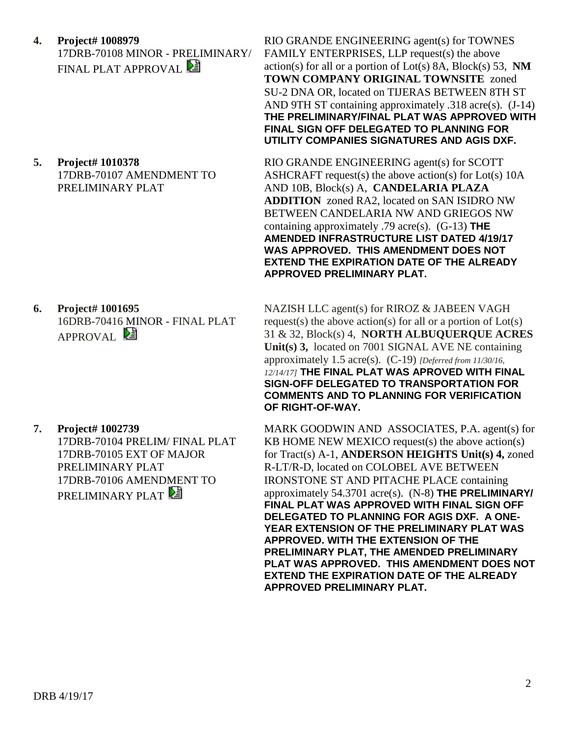**4. Project# 1008979**
17DRB-70108 MINOR - PRELIMINARY/ FINAL PLAT APPROVAL

RIO GRANDE ENGINEERING agent(s) for TOWNES FAMILY ENTERPRISES, LLP request(s) the above action(s) for all or a portion of Lot(s) 8A, Block(s) 53, **NM TOWN COMPANY ORIGINAL TOWNSITE** zoned SU-2 DNA OR, located on TIJERAS BETWEEN 8TH ST AND 9TH ST containing approximately .318 acre(s). (J-14) **THE PRELIMINARY/FINAL PLAT WAS APPROVED WITH FINAL SIGN OFF DELEGATED TO PLANNING FOR UTILITY COMPANIES SIGNATURES AND AGIS DXF.**

**5. Project# 1010378**
17DRB-70107 AMENDMENT TO PRELIMINARY PLAT

RIO GRANDE ENGINEERING agent(s) for SCOTT ASHCRAFT request(s) the above action(s) for Lot(s) 10A AND 10B, Block(s) A, **CANDELARIA PLAZA ADDITION** zoned RA2, located on SAN ISIDRO NW BETWEEN CANDELARIA NW AND GRIEGOS NW containing approximately .79 acre(s). (G-13) **THE AMENDED INFRASTRUCTURE LIST DATED 4/19/17 WAS APPROVED. THIS AMENDMENT DOES NOT EXTEND THE EXPIRATION DATE OF THE ALREADY APPROVED PRELIMINARY PLAT.**

**6. Project# 1001695**
16DRB-70416 MINOR - FINAL PLAT APPROVAL

NAZISH LLC agent(s) for RIROZ & JABEEN VAGH request(s) the above action(s) for all or a portion of Lot(s) 31 & 32, Block(s) 4, **NORTH ALBUQUERQUE ACRES Unit(s) 3,** located on 7001 SIGNAL AVE NE containing approximately 1.5 acre(s). (C-19) *[Deferred from 11/30/16, 12/14/17]* **THE FINAL PLAT WAS APROVED WITH FINAL SIGN-OFF DELEGATED TO TRANSPORTATION FOR COMMENTS AND TO PLANNING FOR VERIFICATION OF RIGHT-OF-WAY.**

**7. Project# 1002739**
17DRB-70104 PRELIM/ FINAL PLAT
17DRB-70105 EXT OF MAJOR PRELIMINARY PLAT
17DRB-70106 AMENDMENT TO PRELIMINARY PLAT

MARK GOODWIN AND ASSOCIATES, P.A. agent(s) for KB HOME NEW MEXICO request(s) the above action(s) for Tract(s) A-1, **ANDERSON HEIGHTS Unit(s) 4,** zoned R-LT/R-D, located on COLOBEL AVE BETWEEN IRONSTONE ST AND PITACHE PLACE containing approximately 54.3701 acre(s). (N-8) **THE PRELIMINARY/ FINAL PLAT WAS APPROVED WITH FINAL SIGN OFF DELEGATED TO PLANNING FOR AGIS DXF. A ONE-YEAR EXTENSION OF THE PRELIMINARY PLAT WAS APPROVED. WITH THE EXTENSION OF THE PRELIMINARY PLAT, THE AMENDED PRELIMINARY PLAT WAS APPROVED. THIS AMENDMENT DOES NOT EXTEND THE EXPIRATION DATE OF THE ALREADY APPROVED PRELIMINARY PLAT.**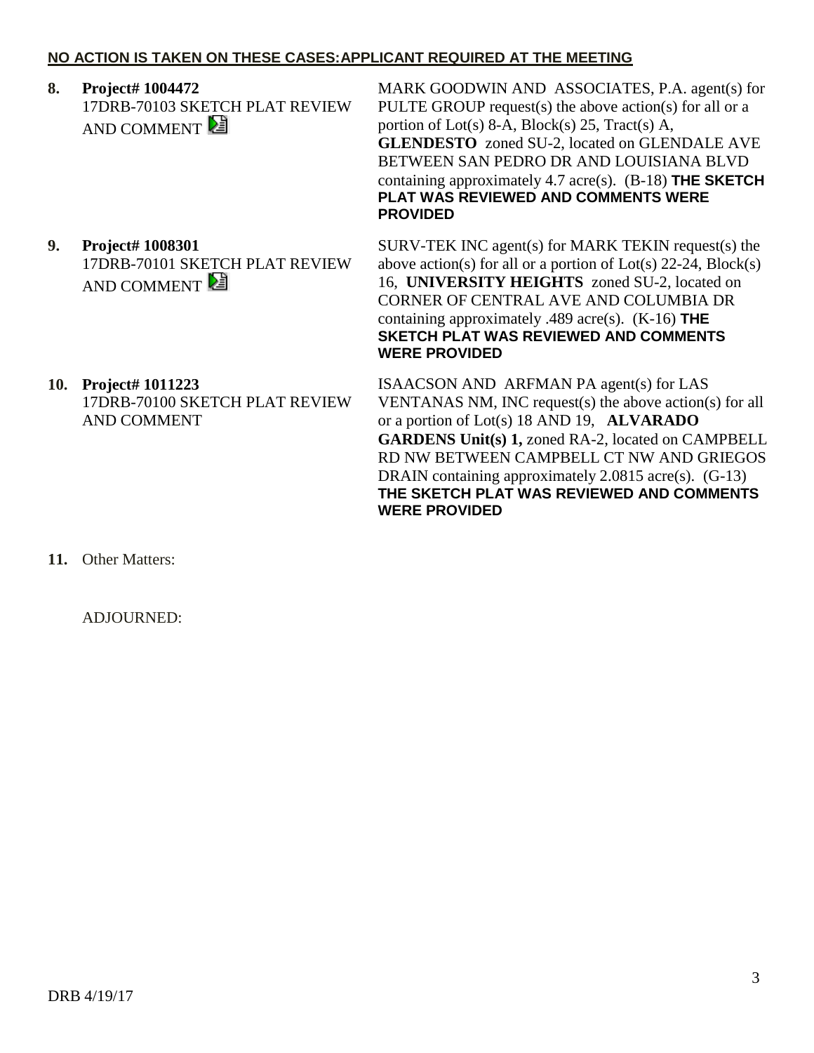**NO ACTION IS TAKEN ON THESE CASES:APPLICANT REQUIRED AT THE MEETING**

8. **Project# 1004472**
17DRB-70103 SKETCH PLAT REVIEW AND COMMENT

MARK GOODWIN AND ASSOCIATES, P.A. agent(s) for PULTE GROUP request(s) the above action(s) for all or a portion of Lot(s) 8-A, Block(s) 25, Tract(s) A, **GLENDESTO** zoned SU-2, located on GLENDALE AVE BETWEEN SAN PEDRO DR AND LOUISIANA BLVD containing approximately 4.7 acre(s). (B-18) **THE SKETCH PLAT WAS REVIEWED AND COMMENTS WERE PROVIDED**

9. **Project# 1008301**
17DRB-70101 SKETCH PLAT REVIEW AND COMMENT

SURV-TEK INC agent(s) for MARK TEKIN request(s) the above action(s) for all or a portion of Lot(s) 22-24, Block(s) 16, **UNIVERSITY HEIGHTS** zoned SU-2, located on CORNER OF CENTRAL AVE AND COLUMBIA DR containing approximately .489 acre(s). (K-16) **THE SKETCH PLAT WAS REVIEWED AND COMMENTS WERE PROVIDED**

10. **Project# 1011223**
17DRB-70100 SKETCH PLAT REVIEW AND COMMENT

ISAACSON AND ARFMAN PA agent(s) for LAS VENTANAS NM, INC request(s) the above action(s) for all or a portion of Lot(s) 18 AND 19, **ALVARADO GARDENS Unit(s) 1,** zoned RA-2, located on CAMPBELL RD NW BETWEEN CAMPBELL CT NW AND GRIEGOS DRAIN containing approximately 2.0815 acre(s). (G-13) **THE SKETCH PLAT WAS REVIEWED AND COMMENTS WERE PROVIDED**

11. Other Matters:

ADJOURNED:

DRB 4/19/17